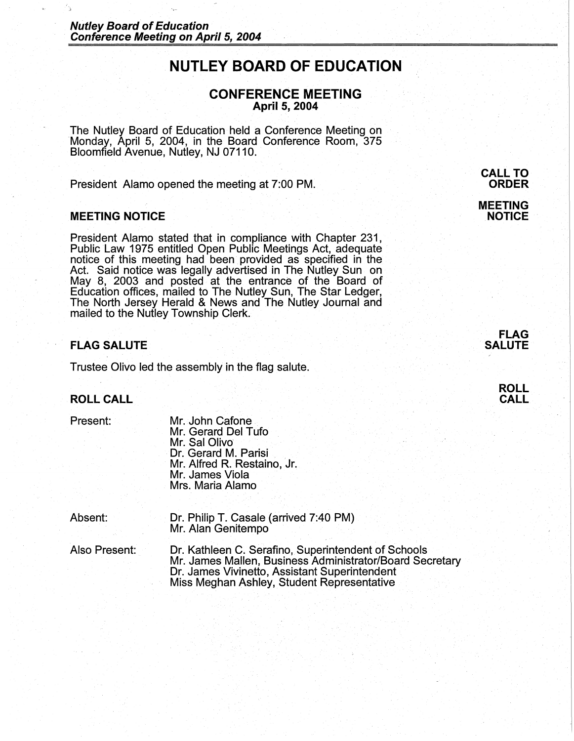# NUTLEY BOARD OF EDUCATION

## CONFERENCE MEETING
**April 5, 2004**

The Nutley Board of Education held a Conference Meeting on Monday, April 5, 2004, in the Board Conference Room, 375 Bloomfield Avenue, Nutley, NJ 07110.

**CALL TO ORDER**

President Alamo opened the meeting at 7:00 PM.

### MEETING NOTICE

President Alamo stated that in compliance with Chapter 231, Public Law 1975 entitled Open Public Meetings Act, adequate notice of this meeting had been provided as specified in the Act. Said notice was legally advertised in The Nutley Sun on May 8, 2003 and posted at the entrance of the Board of Education offices, mailed to The Nutley Sun, The Star Ledger, The North Jersey Herald & News and The Nutley Journal and mailed to the Nutley Township Clerk.

### FLAG SALUTE

Trustee Olivo led the assembly in the flag salute.

### ROLL CALL

Present:
- Mr. John Cafone
- Mr. Gerard Del Tufo
- Mr. Sal Olivo
- Dr. Gerard M. Parisi
- Mr. Alfred R. Restaino, Jr.
- Mr. James Viola
- Mrs. Maria Alamo

Absent:
- Dr. Philip T. Casale (arrived 7:40 PM)
- Mr. Alan Genitempo

Also Present:
- Dr. Kathleen C. Serafino, Superintendent of Schools
- Mr. James Mallen, Business Administrator/Board Secretary
- Dr. James Vivinetto, Assistant Superintendent
- Miss Meghan Ashley, Student Representative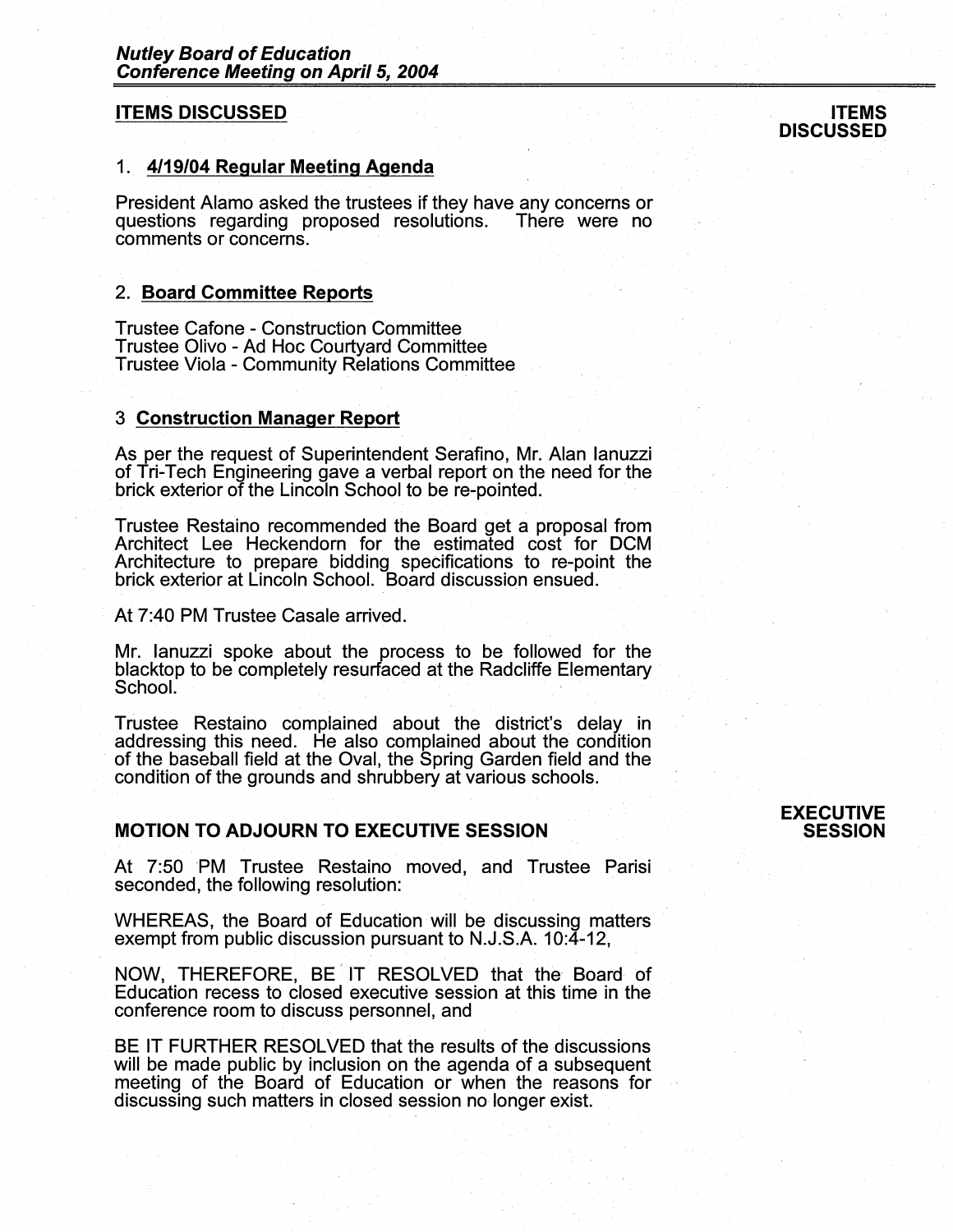## ITEMS DISCUSSED

**ITEMS DISCUSSED**

### 1. 4/19/04 Regular Meeting Agenda

President Alamo asked the trustees if they have any concerns or questions regarding proposed resolutions. There were no comments or concerns.

### 2. Board Committee Reports

Trustee Cafone - Construction Committee
Trustee Olivo - Ad Hoc Courtyard Committee
Trustee Viola - Community Relations Committee

### 3 Construction Manager Report

As per the request of Superintendent Serafino, Mr. Alan Ianuzzi of Tri-Tech Engineering gave a verbal report on the need for the brick exterior of the Lincoln School to be re-pointed.

Trustee Restaino recommended the Board get a proposal from Architect Lee Heckendorn for the estimated cost for DCM Architecture to prepare bidding specifications to re-point the brick exterior at Lincoln School. Board discussion ensued.

At 7:40 PM Trustee Casale arrived.

Mr. Ianuzzi spoke about the process to be followed for the blacktop to be completely resurfaced at the Radcliffe Elementary School.

Trustee Restaino complained about the district's delay in addressing this need. He also complained about the condition of the baseball field at the Oval, the Spring Garden field and the condition of the grounds and shrubbery at various schools.

## MOTION TO ADJOURN TO EXECUTIVE SESSION

**EXECUTIVE SESSION**

At 7:50 PM Trustee Restaino moved, and Trustee Parisi seconded, the following resolution:

WHEREAS, the Board of Education will be discussing matters exempt from public discussion pursuant to N.J.S.A. 10:4-12,

NOW, THEREFORE, BE IT RESOLVED that the Board of Education recess to closed executive session at this time in the conference room to discuss personnel, and

BE IT FURTHER RESOLVED that the results of the discussions will be made public by inclusion on the agenda of a subsequent meeting of the Board of Education or when the reasons for discussing such matters in closed session no longer exist.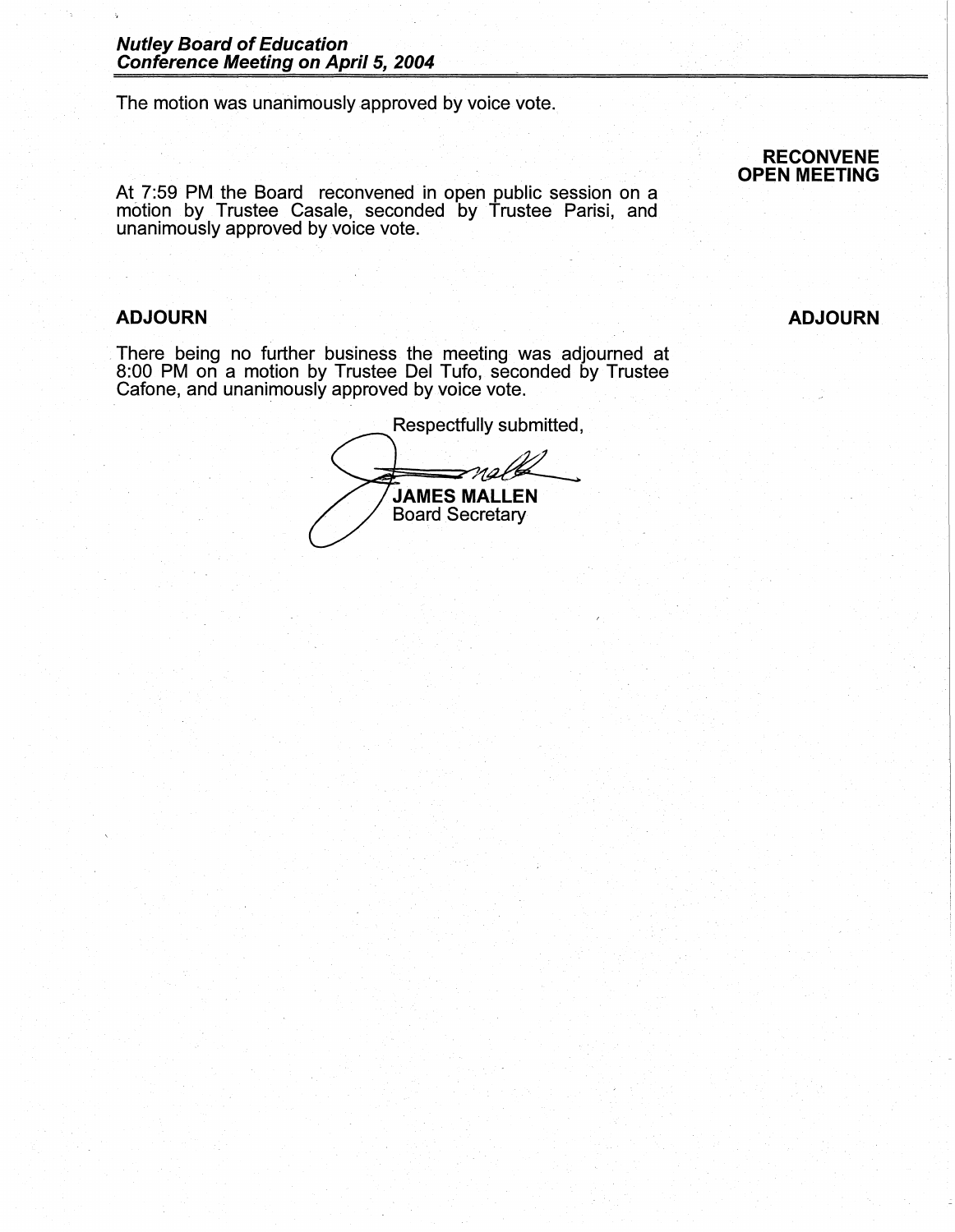The motion was unanimously approved by voice vote.

**RECONVENE OPEN MEETING**

At 7:59 PM the Board reconvened in open public session on a motion by Trustee Casale, seconded by Trustee Parisi, and unanimously approved by voice vote.

## ADJOURN

**ADJOURN**

There being no further business the meeting was adjourned at 8:00 PM on a motion by Trustee Del Tufo, seconded by Trustee Cafone, and unanimously approved by voice vote.

Respectfully submitted,

**JAMES MALLEN**
Board Secretary